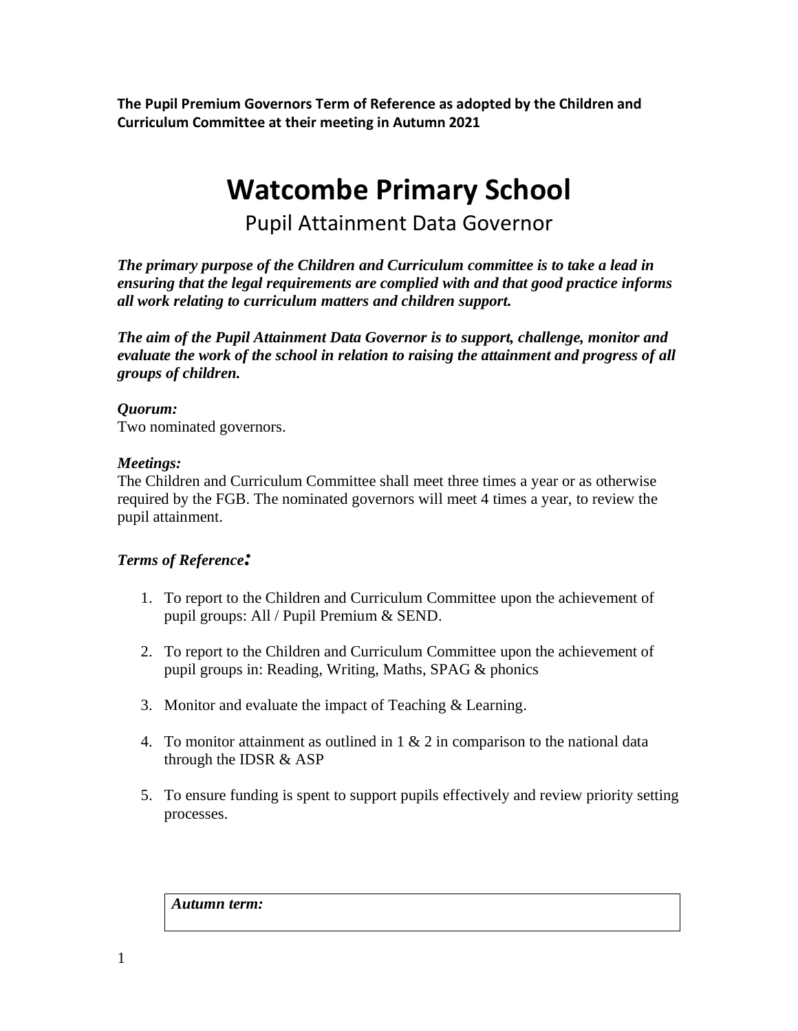**The Pupil Premium Governors Term of Reference as adopted by the Children and Curriculum Committee at their meeting in Autumn 2021**

# Watcombe Primary School

## Pupil Attainment Data Governor

***The primary purpose of the Children and Curriculum committee is to take a lead in ensuring that the legal requirements are complied with and that good practice informs all work relating to curriculum matters and children support.***

***The aim of the Pupil Attainment Data Governor is to support, challenge, monitor and evaluate the work of the school in relation to raising the attainment and progress of all groups of children.***

***Quorum:***
Two nominated governors.

***Meetings:***
The Children and Curriculum Committee shall meet three times a year or as otherwise required by the FGB. The nominated governors will meet 4 times a year, to review the pupil attainment.

***Terms of Reference:***

1. To report to the Children and Curriculum Committee upon the achievement of pupil groups: All / Pupil Premium & SEND.

2. To report to the Children and Curriculum Committee upon the achievement of pupil groups in: Reading, Writing, Maths, SPAG & phonics

3. Monitor and evaluate the impact of Teaching & Learning.

4. To monitor attainment as outlined in 1 & 2 in comparison to the national data through the IDSR & ASP

5. To ensure funding is spent to support pupils effectively and review priority setting processes.

| *Autumn term:* |
|---|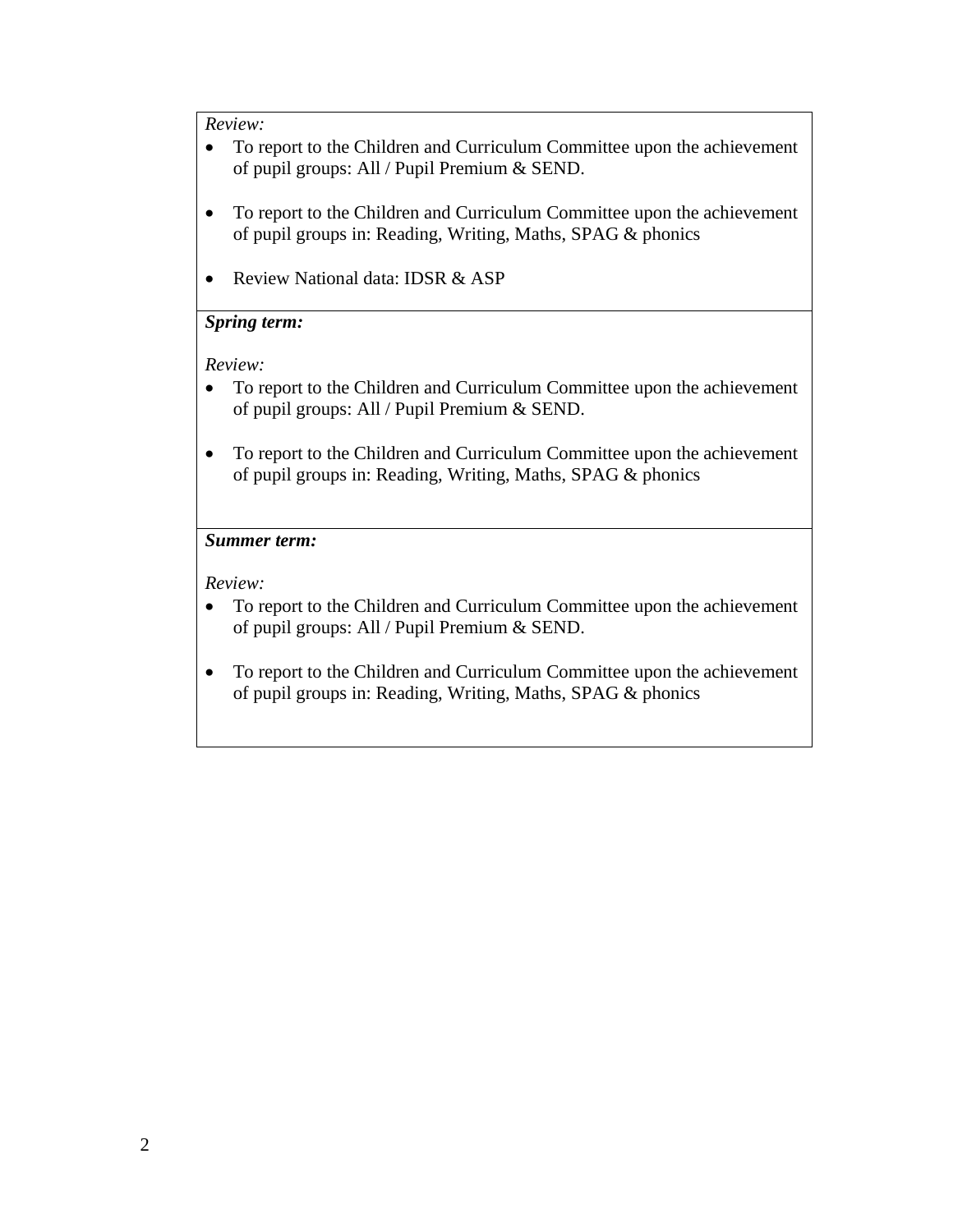*Review:*

- To report to the Children and Curriculum Committee upon the achievement of pupil groups: All / Pupil Premium & SEND.

- To report to the Children and Curriculum Committee upon the achievement of pupil groups in: Reading, Writing, Maths, SPAG & phonics

- Review National data: IDSR & ASP

***Spring term:***

*Review:*

- To report to the Children and Curriculum Committee upon the achievement of pupil groups: All / Pupil Premium & SEND.

- To report to the Children and Curriculum Committee upon the achievement of pupil groups in: Reading, Writing, Maths, SPAG & phonics

***Summer term:***

*Review:*

- To report to the Children and Curriculum Committee upon the achievement of pupil groups: All / Pupil Premium & SEND.

- To report to the Children and Curriculum Committee upon the achievement of pupil groups in: Reading, Writing, Maths, SPAG & phonics